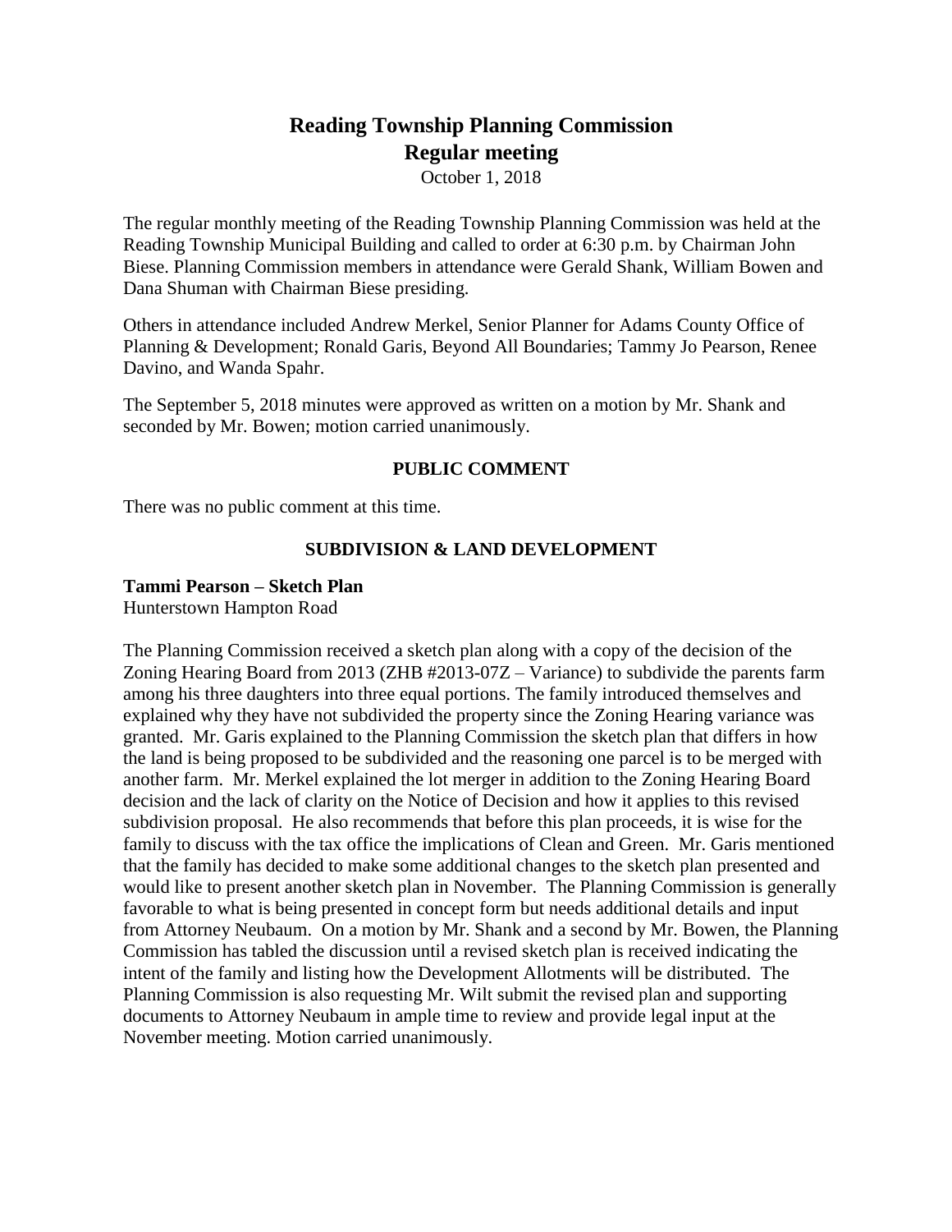# Reading Township Planning Commission
## Regular meeting

October 1, 2018

The regular monthly meeting of the Reading Township Planning Commission was held at the Reading Township Municipal Building and called to order at 6:30 p.m. by Chairman John Biese. Planning Commission members in attendance were Gerald Shank, William Bowen and Dana Shuman with Chairman Biese presiding.

Others in attendance included Andrew Merkel, Senior Planner for Adams County Office of Planning & Development; Ronald Garis, Beyond All Boundaries; Tammy Jo Pearson, Renee Davino, and Wanda Spahr.

The September 5, 2018 minutes were approved as written on a motion by Mr. Shank and seconded by Mr. Bowen; motion carried unanimously.

### PUBLIC COMMENT

There was no public comment at this time.

### SUBDIVISION & LAND DEVELOPMENT

**Tammi Pearson – Sketch Plan**
Hunterstown Hampton Road

The Planning Commission received a sketch plan along with a copy of the decision of the Zoning Hearing Board from 2013 (ZHB #2013-07Z – Variance) to subdivide the parents farm among his three daughters into three equal portions. The family introduced themselves and explained why they have not subdivided the property since the Zoning Hearing variance was granted. Mr. Garis explained to the Planning Commission the sketch plan that differs in how the land is being proposed to be subdivided and the reasoning one parcel is to be merged with another farm. Mr. Merkel explained the lot merger in addition to the Zoning Hearing Board decision and the lack of clarity on the Notice of Decision and how it applies to this revised subdivision proposal. He also recommends that before this plan proceeds, it is wise for the family to discuss with the tax office the implications of Clean and Green. Mr. Garis mentioned that the family has decided to make some additional changes to the sketch plan presented and would like to present another sketch plan in November. The Planning Commission is generally favorable to what is being presented in concept form but needs additional details and input from Attorney Neubaum. On a motion by Mr. Shank and a second by Mr. Bowen, the Planning Commission has tabled the discussion until a revised sketch plan is received indicating the intent of the family and listing how the Development Allotments will be distributed. The Planning Commission is also requesting Mr. Wilt submit the revised plan and supporting documents to Attorney Neubaum in ample time to review and provide legal input at the November meeting. Motion carried unanimously.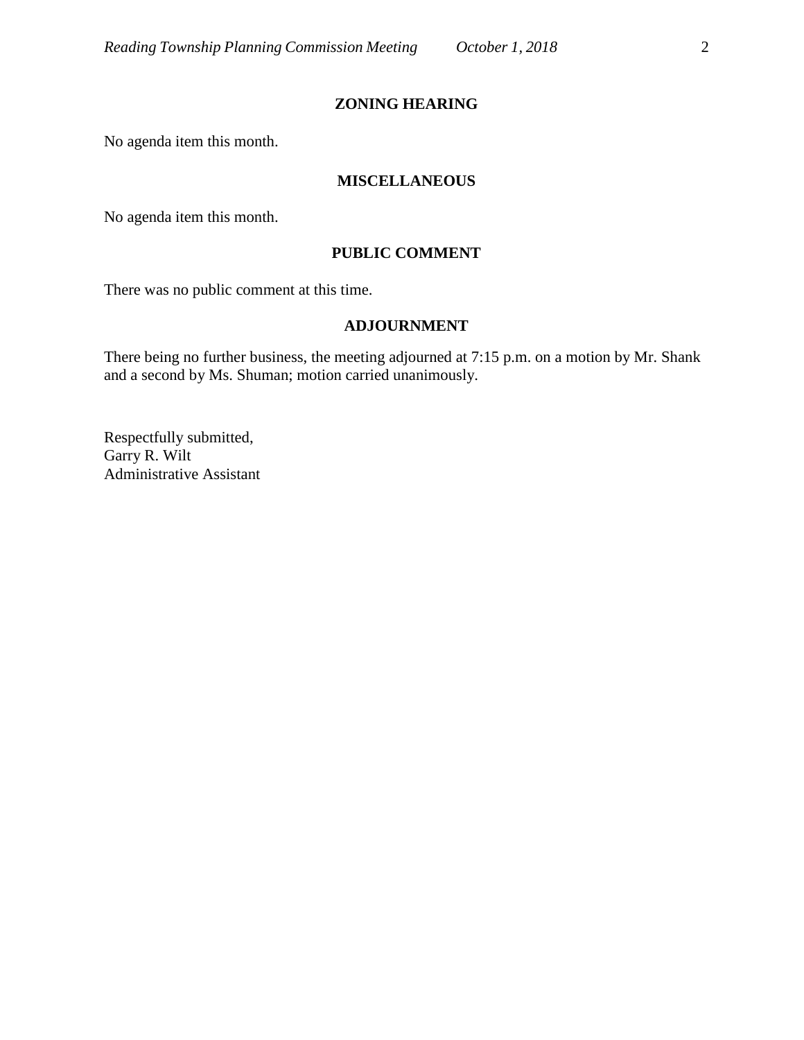## ZONING HEARING

No agenda item this month.

## MISCELLANEOUS

No agenda item this month.

## PUBLIC COMMENT

There was no public comment at this time.

## ADJOURNMENT

There being no further business, the meeting adjourned at 7:15 p.m. on a motion by Mr. Shank and a second by Ms. Shuman; motion carried unanimously.

Respectfully submitted,
Garry R. Wilt
Administrative Assistant